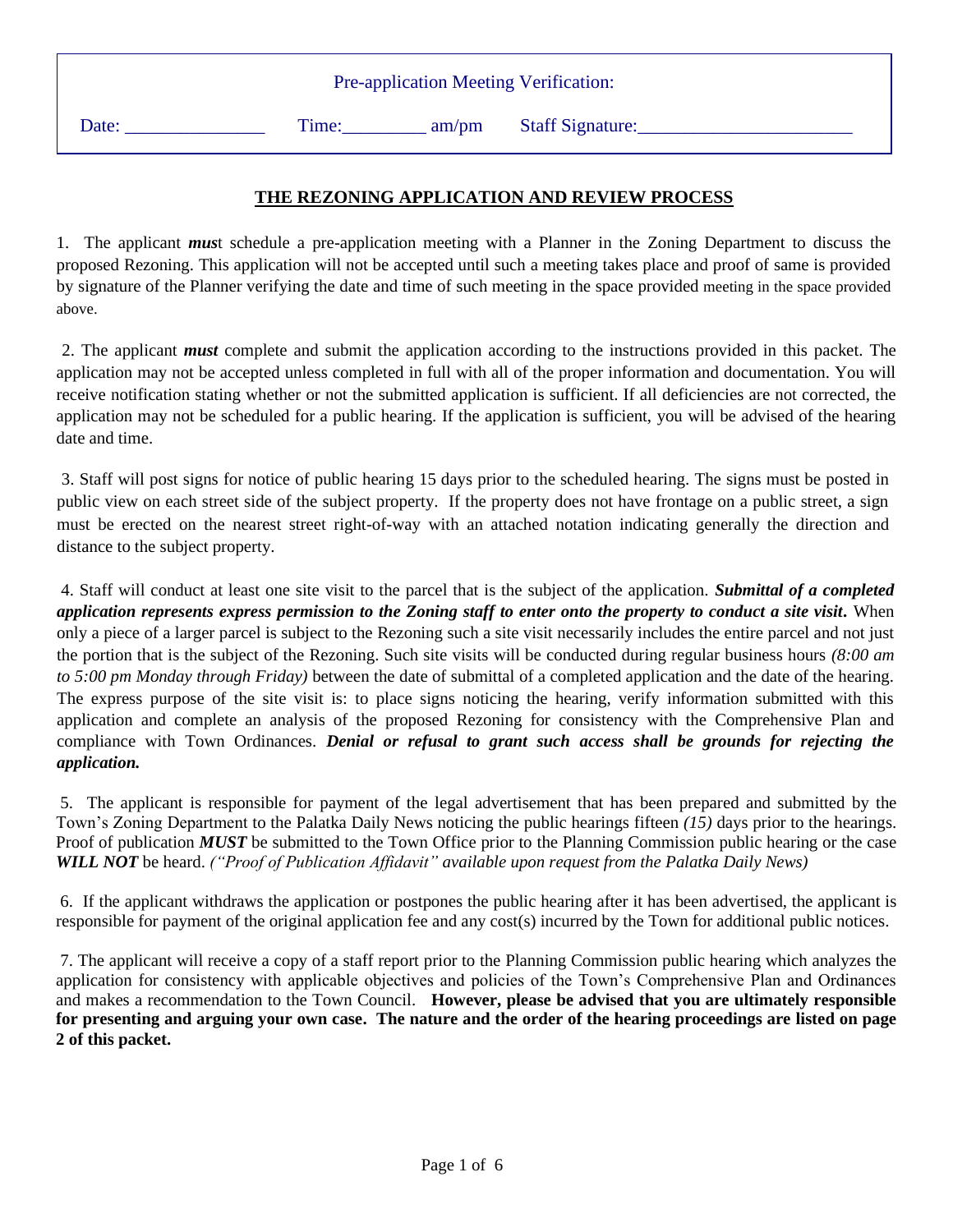Pre-application Meeting Verification:

Date: _______________ Time:_________ am/pm Staff Signature:______________________

## THE REZONING APPLICATION AND REVIEW PROCESS

1. The applicant ***mus***t schedule a pre-application meeting with a Planner in the Zoning Department to discuss the proposed Rezoning. This application will not be accepted until such a meeting takes place and proof of same is provided by signature of the Planner verifying the date and time of such meeting in the space provided meeting in the space provided above.

2. The applicant ***must*** complete and submit the application according to the instructions provided in this packet. The application may not be accepted unless completed in full with all of the proper information and documentation. You will receive notification stating whether or not the submitted application is sufficient. If all deficiencies are not corrected, the application may not be scheduled for a public hearing. If the application is sufficient, you will be advised of the hearing date and time.

3. Staff will post signs for notice of public hearing 15 days prior to the scheduled hearing. The signs must be posted in public view on each street side of the subject property. If the property does not have frontage on a public street, a sign must be erected on the nearest street right-of-way with an attached notation indicating generally the direction and distance to the subject property.

4. Staff will conduct at least one site visit to the parcel that is the subject of the application. ***Submittal of a completed application represents express permission to the Zoning staff to enter onto the property to conduct a site visit*****.** When only a piece of a larger parcel is subject to the Rezoning such a site visit necessarily includes the entire parcel and not just the portion that is the subject of the Rezoning. Such site visits will be conducted during regular business hours *(8:00 am to 5:00 pm Monday through Friday)* between the date of submittal of a completed application and the date of the hearing. The express purpose of the site visit is: to place signs noticing the hearing, verify information submitted with this application and complete an analysis of the proposed Rezoning for consistency with the Comprehensive Plan and compliance with Town Ordinances. ***Denial or refusal to grant such access shall be grounds for rejecting the application.***

5. The applicant is responsible for payment of the legal advertisement that has been prepared and submitted by the Town's Zoning Department to the Palatka Daily News noticing the public hearings fifteen *(15)* days prior to the hearings. Proof of publication ***MUST*** be submitted to the Town Office prior to the Planning Commission public hearing or the case ***WILL NOT*** be heard. *("Proof of Publication Affidavit" available upon request from the Palatka Daily News)*

6. If the applicant withdraws the application or postpones the public hearing after it has been advertised, the applicant is responsible for payment of the original application fee and any cost(s) incurred by the Town for additional public notices.

7. The applicant will receive a copy of a staff report prior to the Planning Commission public hearing which analyzes the application for consistency with applicable objectives and policies of the Town's Comprehensive Plan and Ordinances and makes a recommendation to the Town Council. **However, please be advised that you are ultimately responsible for presenting and arguing your own case. The nature and the order of the hearing proceedings are listed on page 2 of this packet.**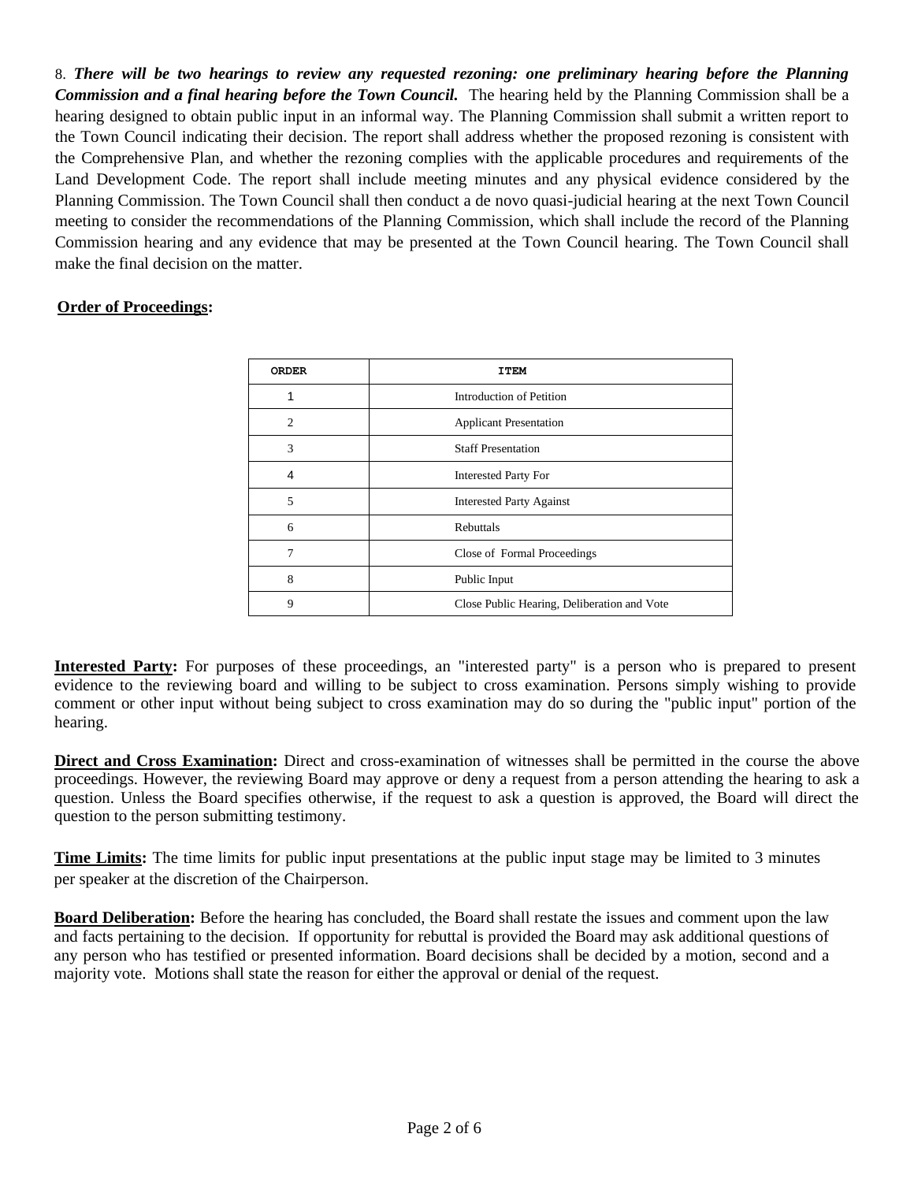8. ***There will be two hearings to review any requested rezoning: one preliminary hearing before the Planning Commission and a final hearing before the Town Council.*** The hearing held by the Planning Commission shall be a hearing designed to obtain public input in an informal way. The Planning Commission shall submit a written report to the Town Council indicating their decision. The report shall address whether the proposed rezoning is consistent with the Comprehensive Plan, and whether the rezoning complies with the applicable procedures and requirements of the Land Development Code. The report shall include meeting minutes and any physical evidence considered by the Planning Commission. The Town Council shall then conduct a de novo quasi-judicial hearing at the next Town Council meeting to consider the recommendations of the Planning Commission, which shall include the record of the Planning Commission hearing and any evidence that may be presented at the Town Council hearing. The Town Council shall make the final decision on the matter.

**Order of Proceedings:**

| ORDER | ITEM |
|---|---|
| 1 | Introduction of Petition |
| 2 | Applicant Presentation |
| 3 | Staff Presentation |
| 4 | Interested Party For |
| 5 | Interested Party Against |
| 6 | Rebuttals |
| 7 | Close of Formal Proceedings |
| 8 | Public Input |
| 9 | Close Public Hearing, Deliberation and Vote |

**Interested Party:** For purposes of these proceedings, an "interested party" is a person who is prepared to present evidence to the reviewing board and willing to be subject to cross examination. Persons simply wishing to provide comment or other input without being subject to cross examination may do so during the "public input" portion of the hearing.

**Direct and Cross Examination:** Direct and cross-examination of witnesses shall be permitted in the course the above proceedings. However, the reviewing Board may approve or deny a request from a person attending the hearing to ask a question. Unless the Board specifies otherwise, if the request to ask a question is approved, the Board will direct the question to the person submitting testimony.

**Time Limits:** The time limits for public input presentations at the public input stage may be limited to 3 minutes per speaker at the discretion of the Chairperson.

**Board Deliberation:** Before the hearing has concluded, the Board shall restate the issues and comment upon the law and facts pertaining to the decision. If opportunity for rebuttal is provided the Board may ask additional questions of any person who has testified or presented information. Board decisions shall be decided by a motion, second and a majority vote. Motions shall state the reason for either the approval or denial of the request.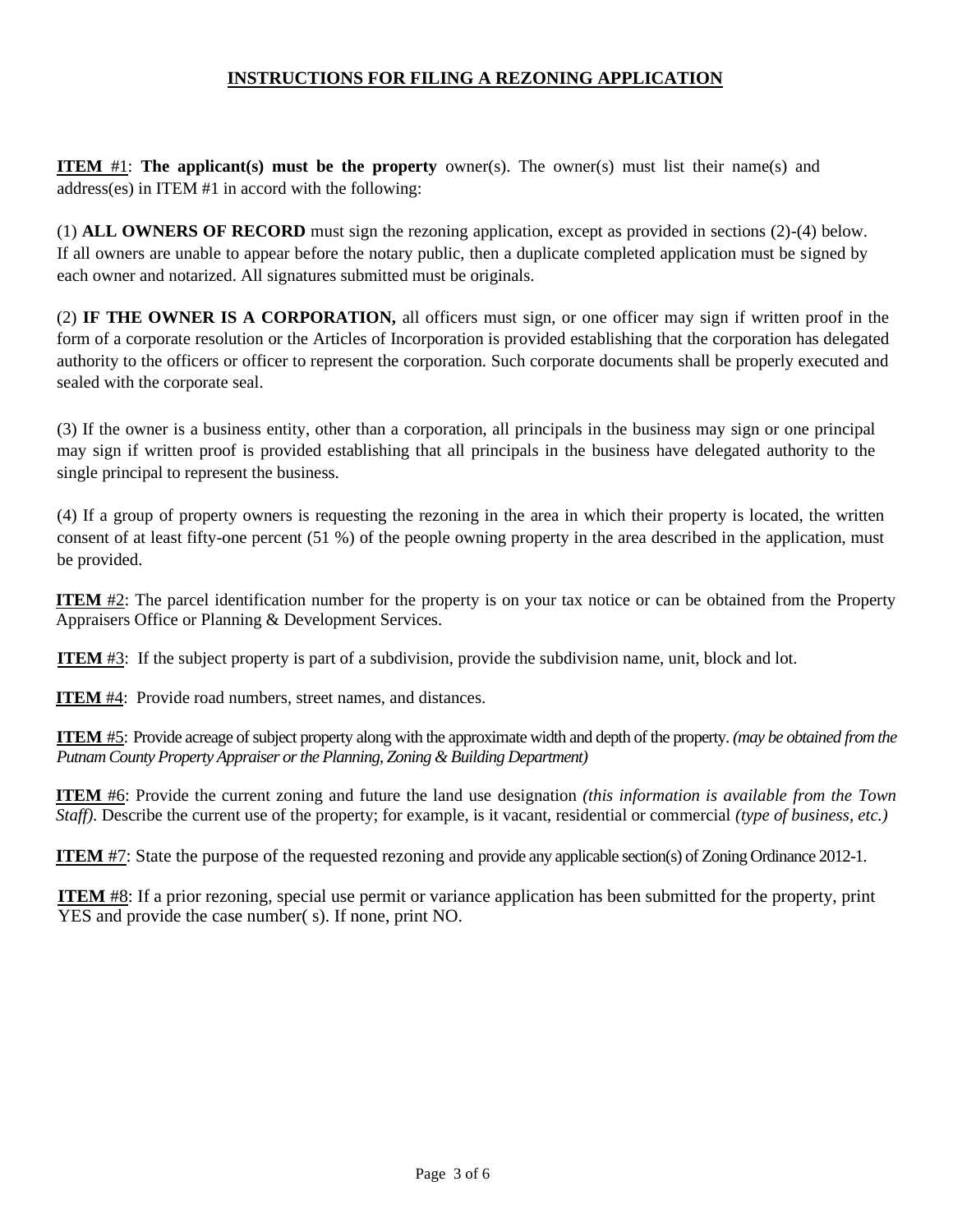## INSTRUCTIONS FOR FILING A REZONING APPLICATION

**ITEM** #1: **The applicant(s) must be the property** owner(s). The owner(s) must list their name(s) and address(es) in ITEM #1 in accord with the following:

(1) **ALL OWNERS OF RECORD** must sign the rezoning application, except as provided in sections (2)-(4) below. If all owners are unable to appear before the notary public, then a duplicate completed application must be signed by each owner and notarized. All signatures submitted must be originals.

(2) **IF THE OWNER IS A CORPORATION,** all officers must sign, or one officer may sign if written proof in the form of a corporate resolution or the Articles of Incorporation is provided establishing that the corporation has delegated authority to the officers or officer to represent the corporation. Such corporate documents shall be properly executed and sealed with the corporate seal.

(3) If the owner is a business entity, other than a corporation, all principals in the business may sign or one principal may sign if written proof is provided establishing that all principals in the business have delegated authority to the single principal to represent the business.

(4) If a group of property owners is requesting the rezoning in the area in which their property is located, the written consent of at least fifty-one percent (51 %) of the people owning property in the area described in the application, must be provided.

**ITEM** #2: The parcel identification number for the property is on your tax notice or can be obtained from the Property Appraisers Office or Planning & Development Services.

**ITEM** #3: If the subject property is part of a subdivision, provide the subdivision name, unit, block and lot.

**ITEM** #4: Provide road numbers, street names, and distances.

**ITEM** #5: Provide acreage of subject property along with the approximate width and depth of the property. *(may be obtained from the Putnam County Property Appraiser or the Planning, Zoning & Building Department)*

**ITEM** #6: Provide the current zoning and future the land use designation *(this information is available from the Town Staff)*. Describe the current use of the property; for example, is it vacant, residential or commercial *(type of business, etc.)*

**ITEM** #7: State the purpose of the requested rezoning and provide any applicable section(s) of Zoning Ordinance 2012-1.

**ITEM** #8: If a prior rezoning, special use permit or variance application has been submitted for the property, print YES and provide the case number( s). If none, print NO.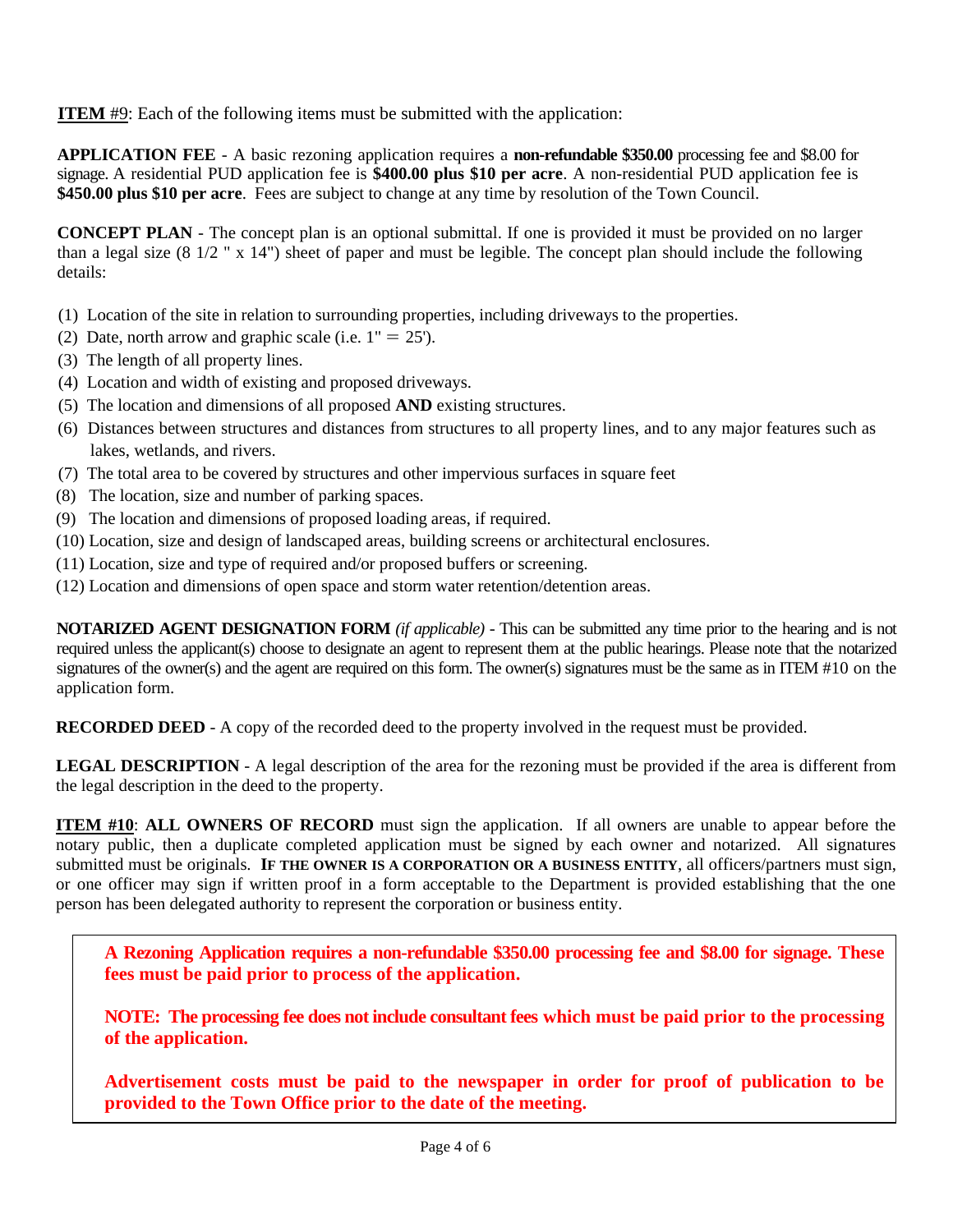**ITEM** #9: Each of the following items must be submitted with the application:

**APPLICATION FEE** - A basic rezoning application requires a **non-refundable $350.00** processing fee and $8.00 for signage. A residential PUD application fee is **$400.00 plus $10 per acre**. A non-residential PUD application fee is **$450.00 plus $10 per acre**. Fees are subject to change at any time by resolution of the Town Council.

**CONCEPT PLAN** - The concept plan is an optional submittal. If one is provided it must be provided on no larger than a legal size (8 1/2 " x 14") sheet of paper and must be legible. The concept plan should include the following details:

(1) Location of the site in relation to surrounding properties, including driveways to the properties.
(2) Date, north arrow and graphic scale (i.e. 1" = 25').
(3) The length of all property lines.
(4) Location and width of existing and proposed driveways.
(5) The location and dimensions of all proposed **AND** existing structures.
(6) Distances between structures and distances from structures to all property lines, and to any major features such as lakes, wetlands, and rivers.
(7) The total area to be covered by structures and other impervious surfaces in square feet
(8) The location, size and number of parking spaces.
(9) The location and dimensions of proposed loading areas, if required.
(10) Location, size and design of landscaped areas, building screens or architectural enclosures.
(11) Location, size and type of required and/or proposed buffers or screening.
(12) Location and dimensions of open space and storm water retention/detention areas.

**NOTARIZED AGENT DESIGNATION FORM** *(if applicable)* - This can be submitted any time prior to the hearing and is not required unless the applicant(s) choose to designate an agent to represent them at the public hearings. Please note that the notarized signatures of the owner(s) and the agent are required on this form. The owner(s) signatures must be the same as in ITEM #10 on the application form.

**RECORDED DEED** - A copy of the recorded deed to the property involved in the request must be provided.

**LEGAL DESCRIPTION** - A legal description of the area for the rezoning must be provided if the area is different from the legal description in the deed to the property.

**ITEM #10**: **ALL OWNERS OF RECORD** must sign the application. If all owners are unable to appear before the notary public, then a duplicate completed application must be signed by each owner and notarized. All signatures submitted must be originals. **IF THE OWNER IS A CORPORATION OR A BUSINESS ENTITY**, all officers/partners must sign, or one officer may sign if written proof in a form acceptable to the Department is provided establishing that the one person has been delegated authority to represent the corporation or business entity.

**A Rezoning Application requires a non-refundable $350.00 processing fee and $8.00 for signage. These fees must be paid prior to process of the application.**

**NOTE: The processing fee does not include consultant fees which must be paid prior to the processing of the application.**

**Advertisement costs must be paid to the newspaper in order for proof of publication to be provided to the Town Office prior to the date of the meeting.**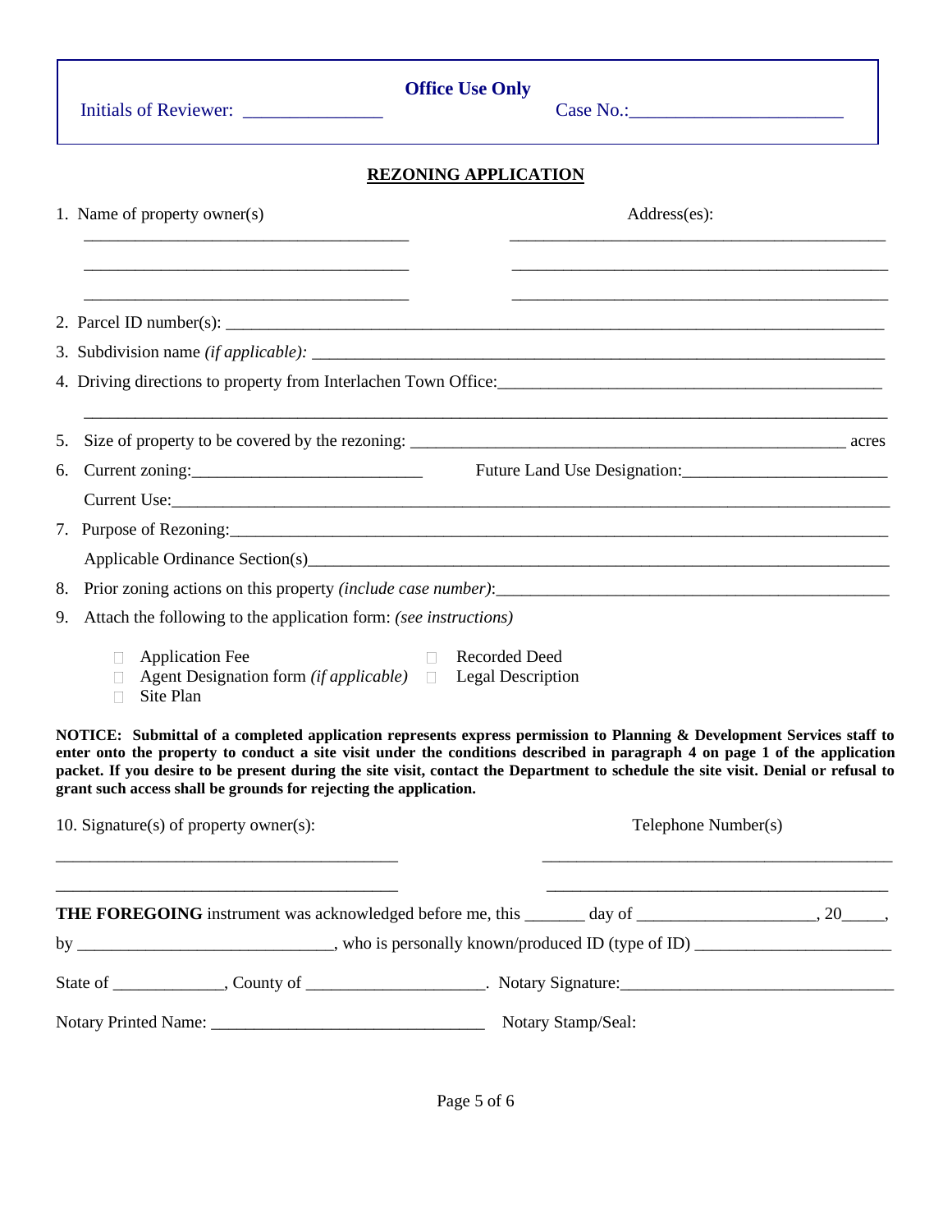**Office Use Only**

Initials of Reviewer: _______________ Case No.:_______________________

## REZONING APPLICATION

1. Name of property owner(s) Address(es):

_____________________________________ _____________________________________________

_____________________________________ _____________________________________________

_____________________________________ _____________________________________________

2. Parcel ID number(s): ________________________________________________________________________________

3. Subdivision name *(if applicable):* ________________________________________________________________________

4. Driving directions to property from Interlachen Town Office:_______________________________________________

_____________________________________________________________________________________________________

5. Size of property to be covered by the rezoning: ____________________________________________________ acres

6. Current zoning:___________________________ Future Land Use Designation:________________________

   Current Use:_____________________________________________________________________________________

7. Purpose of Rezoning:______________________________________________________________________________

   Applicable Ordinance Section(s)______________________________________________________________________

8. Prior zoning actions on this property *(include case number)*:_______________________________________________

9. Attach the following to the application form: *(see instructions)*

- ☐ Application Fee
- ☐ Agent Designation form *(if applicable)*
- ☐ Site Plan
- ☐ Recorded Deed
- ☐ Legal Description

**NOTICE: Submittal of a completed application represents express permission to Planning & Development Services staff to enter onto the property to conduct a site visit under the conditions described in paragraph 4 on page 1 of the application packet. If you desire to be present during the site visit, contact the Department to schedule the site visit. Denial or refusal to grant such access shall be grounds for rejecting the application.**

10. Signature(s) of property owner(s): Telephone Number(s)

_______________________________________ _________________________________________

_______________________________________ _________________________________________

**THE FOREGOING** instrument was acknowledged before me, this _______ day of ____________________, 20_____,

by _____________________________, who is personally known/produced ID (type of ID) ______________________

State of _____________, County of ____________________. Notary Signature:_______________________________

Notary Printed Name: ________________________________ Notary Stamp/Seal: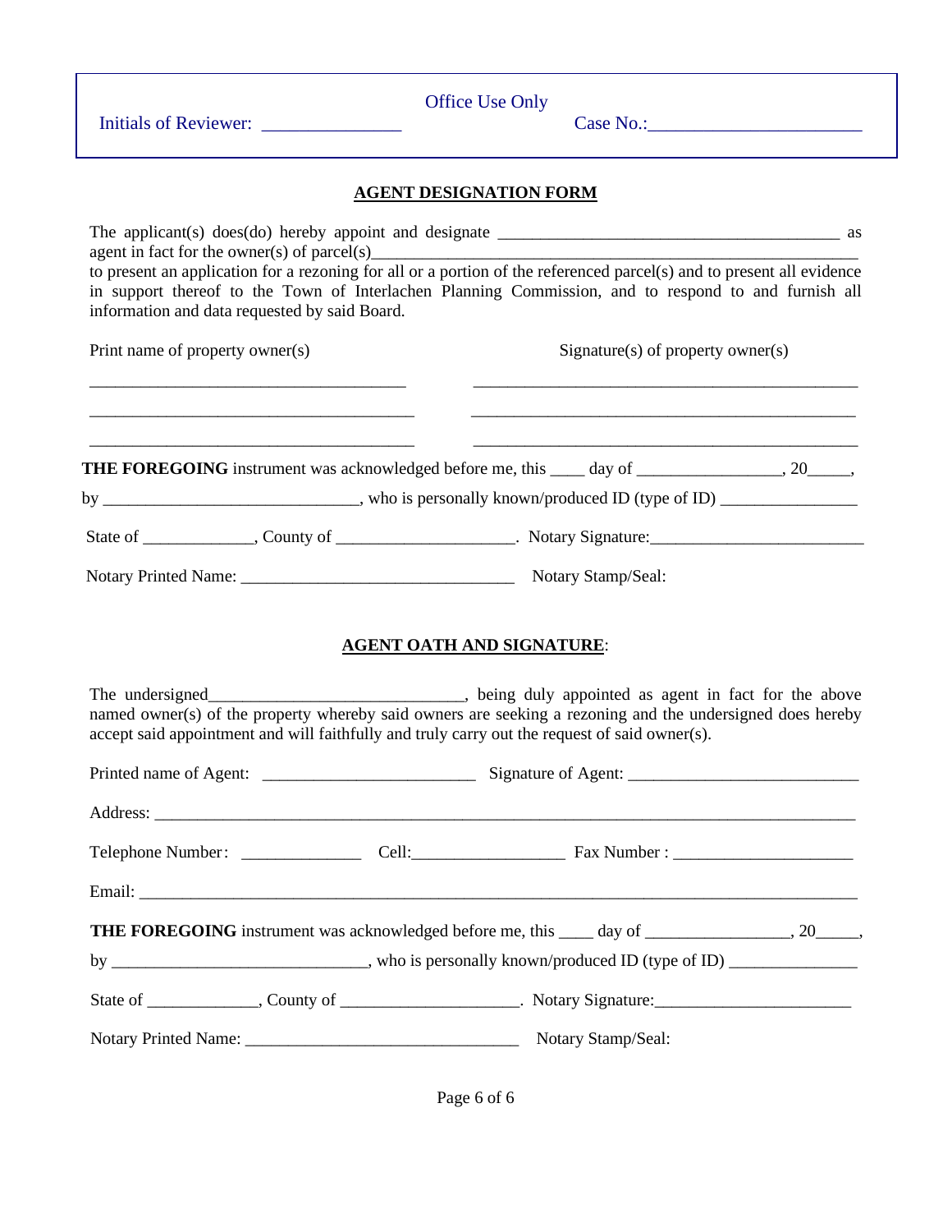Office Use Only

Initials of Reviewer: _______________ Case No.:_______________________

## AGENT DESIGNATION FORM

The applicant(s) does(do) hereby appoint and designate ________________________________________ as agent in fact for the owner(s) of parcel(s)_____________________________________________________________ to present an application for a rezoning for all or a portion of the referenced parcel(s) and to present all evidence in support thereof to the Town of Interlachen Planning Commission, and to respond to and furnish all information and data requested by said Board.

| Print name of property owner(s) | Signature(s) of property owner(s) |
|---|---|
| _____________________________________ | _____________________________________________ |
| ______________________________________ | _____________________________________________ |
| ______________________________________ | _____________________________________________ |

**THE FOREGOING** instrument was acknowledged before me, this ____ day of _________________, 20_____,

by ______________________________, who is personally known/produced ID (type of ID) ________________

State of _____________, County of ____________________. Notary Signature:________________________

Notary Printed Name: _______________________________ Notary Stamp/Seal:

## AGENT OATH AND SIGNATURE:

The undersigned______________________________, being duly appointed as agent in fact for the above named owner(s) of the property whereby said owners are seeking a rezoning and the undersigned does hereby accept said appointment and will faithfully and truly carry out the request of said owner(s).

Printed name of Agent: _________________________ Signature of Agent: ___________________________

Address: ___________________________________________________________________________________

Telephone Number: ______________ Cell:_________________ Fax Number : _____________________

Email: ______________________________________________________________________________________

**THE FOREGOING** instrument was acknowledged before me, this ____ day of _________________, 20_____,

by ______________________________, who is personally known/produced ID (type of ID) _______________

State of _____________, County of ____________________. Notary Signature:_______________________

Notary Printed Name: _______________________________ Notary Stamp/Seal: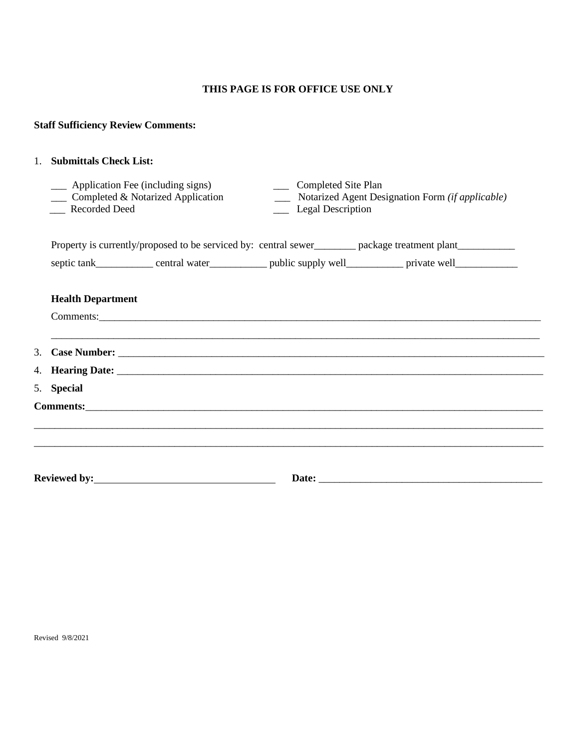**THIS PAGE IS FOR OFFICE USE ONLY**

**Staff Sufficiency Review Comments:**

1. **Submittals Check List:**

___ Application Fee (including signs)
___ Completed & Notarized Application
___ Recorded Deed
___ Completed Site Plan
___ Notarized Agent Designation Form *(if applicable)*
___ Legal Description

Property is currently/proposed to be serviced by: central sewer________ package treatment plant___________

septic tank___________ central water___________ public supply well___________ private well____________

**Health Department**

Comments:________________________________________________________________________________

________________________________________________________________________________________

3. **Case Number:** _______________________________________________________________________________
4. **Hearing Date:** _______________________________________________________________________________
5. **Special**

**Comments:**________________________________________________________________________________

________________________________________________________________________________________

________________________________________________________________________________________

**Reviewed by:**__________________________________ **Date:** _________________________________________

Revised 9/8/2021